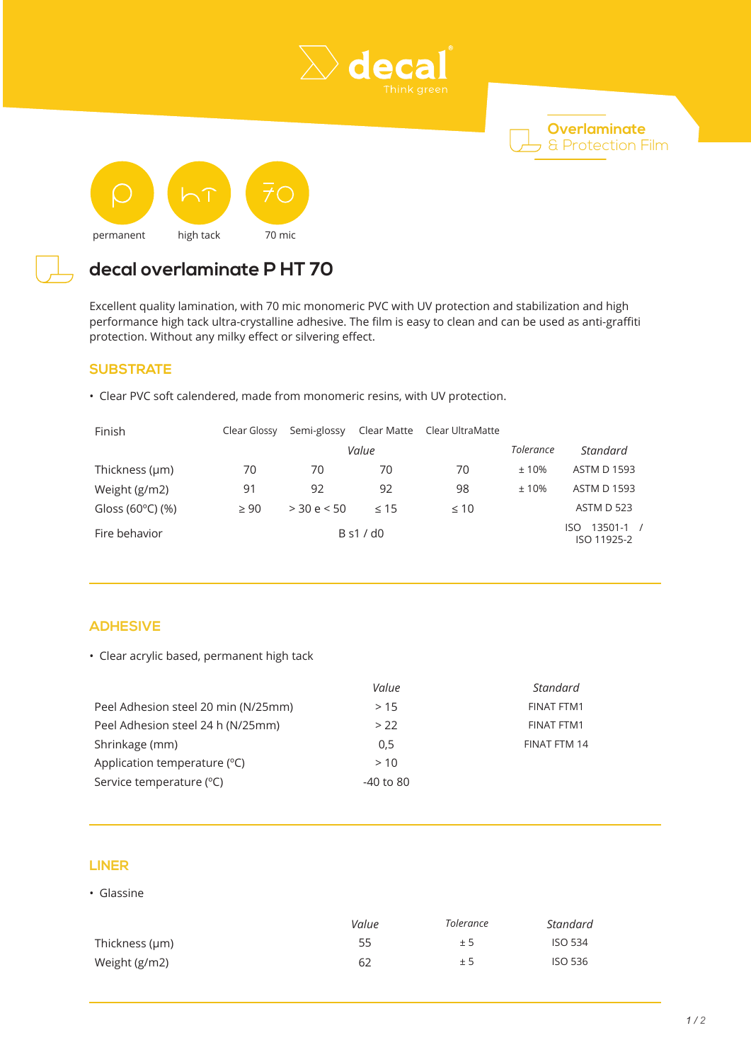decal
Think green

Overlaminate & Protection Film

permanent | high tack | 70 mic

# decal overlaminate P HT 70

Excellent quality lamination, with 70 mic monomeric PVC with UV protection and stabilization and high performance high tack ultra-crystalline adhesive. The film is easy to clean and can be used as anti-graffiti protection. Without any milky effect or silvering effect.

## SUBSTRATE

- Clear PVC soft calendered, made from monomeric resins, with UV protection.

| Finish | Clear Glossy | Semi-glossy | Clear Matte | Clear UltraMatte | | |
|---|---|---|---|---|---|---|
| | | *Value* | | | *Tolerance* | *Standard* |
| Thickness (µm) | 70 | 70 | 70 | 70 | ± 10% | ASTM D 1593 |
| Weight (g/m2) | 91 | 92 | 92 | 98 | ± 10% | ASTM D 1593 |
| Gloss (60ºC) (%) | ≥ 90 | > 30 e < 50 | ≤ 15 | ≤ 10 | | ASTM D 523 |
| Fire behavior | | B s1 / d0 | | | | ISO 13501-1 / ISO 11925-2 |

## ADHESIVE

- Clear acrylic based, permanent high tack

| | *Value* | *Standard* |
|---|---|---|
| Peel Adhesion steel 20 min (N/25mm) | > 15 | FINAT FTM1 |
| Peel Adhesion steel 24 h (N/25mm) | > 22 | FINAT FTM1 |
| Shrinkage (mm) | 0,5 | FINAT FTM 14 |
| Application temperature (ºC) | > 10 | |
| Service temperature (ºC) | -40 to 80 | |

## LINER

- Glassine

| | *Value* | *Tolerance* | *Standard* |
|---|---|---|---|
| Thickness (µm) | 55 | ± 5 | ISO 534 |
| Weight (g/m2) | 62 | ± 5 | ISO 536 |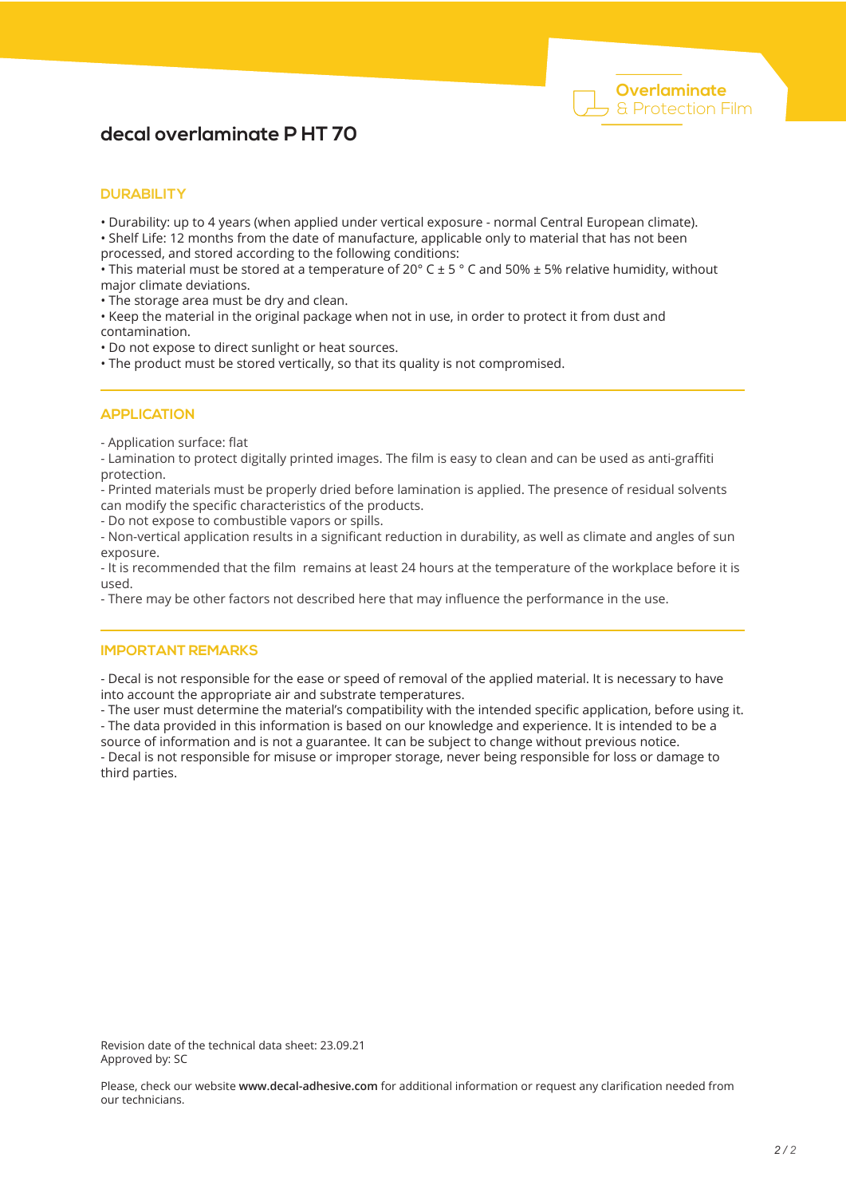# decal overlaminate P HT 70

## DURABILITY

• Durability: up to 4 years (when applied under vertical exposure - normal Central European climate).
• Shelf Life: 12 months from the date of manufacture, applicable only to material that has not been processed, and stored according to the following conditions:
• This material must be stored at a temperature of 20° C ± 5 ° C and 50% ± 5% relative humidity, without major climate deviations.
• The storage area must be dry and clean.
• Keep the material in the original package when not in use, in order to protect it from dust and contamination.
• Do not expose to direct sunlight or heat sources.
• The product must be stored vertically, so that its quality is not compromised.

## APPLICATION

- Application surface: flat
- Lamination to protect digitally printed images. The film is easy to clean and can be used as anti-graffiti protection.
- Printed materials must be properly dried before lamination is applied. The presence of residual solvents can modify the specific characteristics of the products.
- Do not expose to combustible vapors or spills.
- Non-vertical application results in a significant reduction in durability, as well as climate and angles of sun exposure.
- It is recommended that the film remains at least 24 hours at the temperature of the workplace before it is used.
- There may be other factors not described here that may influence the performance in the use.

## IMPORTANT REMARKS

- Decal is not responsible for the ease or speed of removal of the applied material. It is necessary to have into account the appropriate air and substrate temperatures.
- The user must determine the material's compatibility with the intended specific application, before using it.
- The data provided in this information is based on our knowledge and experience. It is intended to be a source of information and is not a guarantee. It can be subject to change without previous notice.
- Decal is not responsible for misuse or improper storage, never being responsible for loss or damage to third parties.

Revision date of the technical data sheet: 23.09.21
Approved by: SC

Please, check our website **www.decal-adhesive.com** for additional information or request any clarification needed from our technicians.